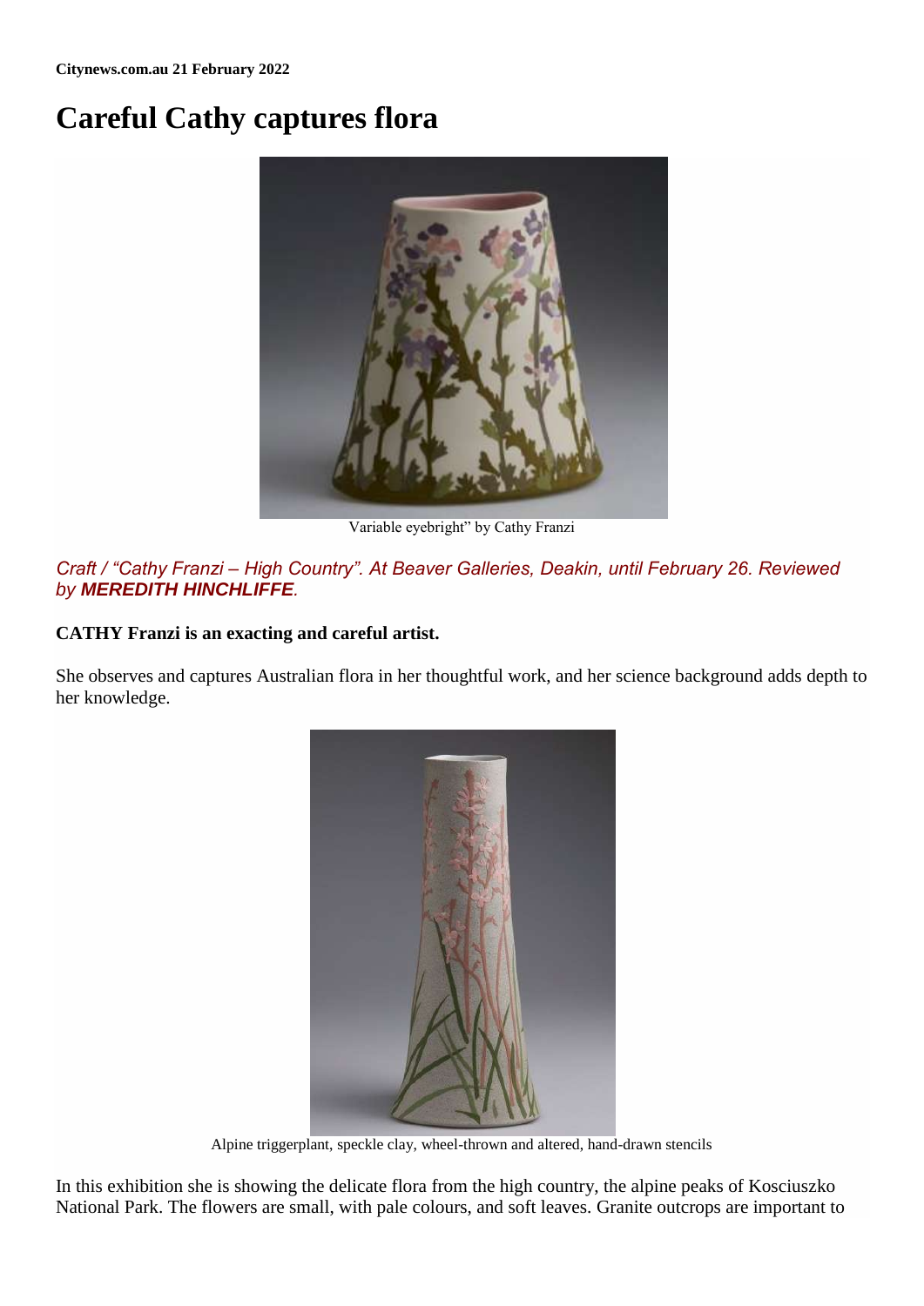**Citynews.com.au 21 February 2022**

# Careful Cathy captures flora

Variable eyebright" by Cathy Franzi

*Craft / "Cathy Franzi – High Country". At Beaver Galleries, Deakin, until February 26. Reviewed by **MEREDITH HINCHLIFFE**.*

**CATHY Franzi is an exacting and careful artist.**

She observes and captures Australian flora in her thoughtful work, and her science background adds depth to her knowledge.

Alpine triggerplant, speckle clay, wheel-thrown and altered, hand-drawn stencils

In this exhibition she is showing the delicate flora from the high country, the alpine peaks of Kosciuszko National Park. The flowers are small, with pale colours, and soft leaves. Granite outcrops are important to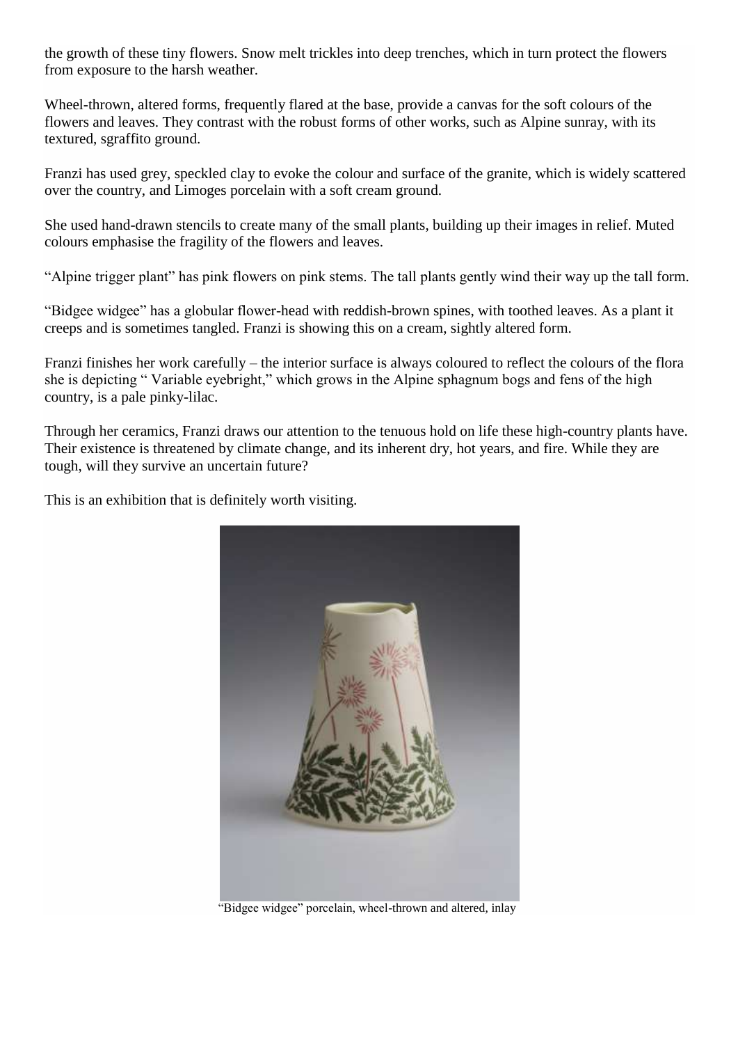the growth of these tiny flowers. Snow melt trickles into deep trenches, which in turn protect the flowers from exposure to the harsh weather.

Wheel-thrown, altered forms, frequently flared at the base, provide a canvas for the soft colours of the flowers and leaves. They contrast with the robust forms of other works, such as Alpine sunray, with its textured, sgraffito ground.

Franzi has used grey, speckled clay to evoke the colour and surface of the granite, which is widely scattered over the country, and Limoges porcelain with a soft cream ground.

She used hand-drawn stencils to create many of the small plants, building up their images in relief. Muted colours emphasise the fragility of the flowers and leaves.

"Alpine trigger plant" has pink flowers on pink stems. The tall plants gently wind their way up the tall form.

"Bidgee widgee" has a globular flower-head with reddish-brown spines, with toothed leaves. As a plant it creeps and is sometimes tangled. Franzi is showing this on a cream, sightly altered form.

Franzi finishes her work carefully – the interior surface is always coloured to reflect the colours of the flora she is depicting " Variable eyebright," which grows in the Alpine sphagnum bogs and fens of the high country, is a pale pinky-lilac.

Through her ceramics, Franzi draws our attention to the tenuous hold on life these high-country plants have. Their existence is threatened by climate change, and its inherent dry, hot years, and fire. While they are tough, will they survive an uncertain future?

This is an exhibition that is definitely worth visiting.

"Bidgee widgee" porcelain, wheel-thrown and altered, inlay